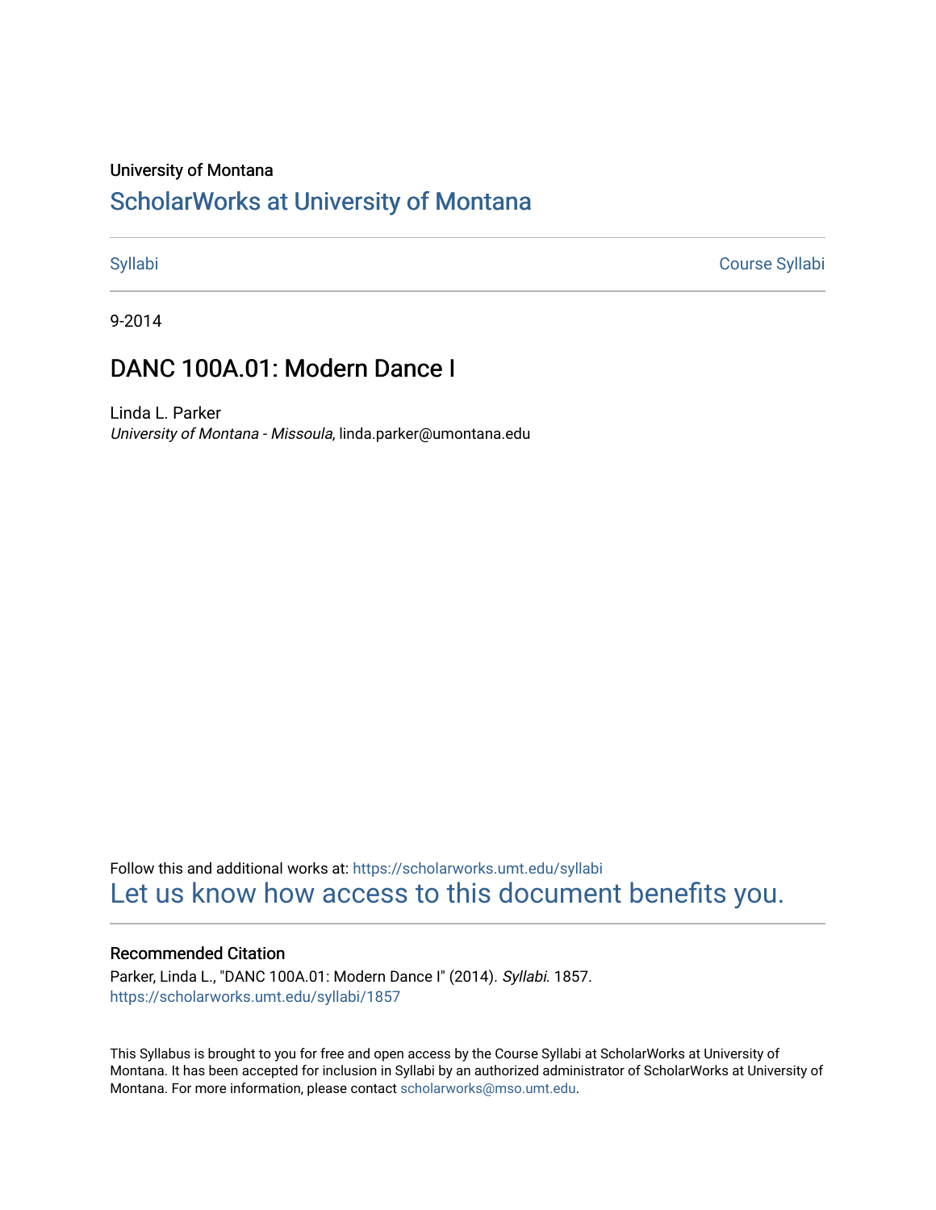University of Montana

# ScholarWorks at University of Montana

Syllabi | Course Syllabi

9-2014

## DANC 100A.01: Modern Dance I

Linda L. Parker
*University of Montana - Missoula*, linda.parker@umontana.edu

Follow this and additional works at: https://scholarworks.umt.edu/syllabi

Let us know how access to this document benefits you.

### Recommended Citation

Parker, Linda L., "DANC 100A.01: Modern Dance I" (2014). *Syllabi*. 1857.
https://scholarworks.umt.edu/syllabi/1857

This Syllabus is brought to you for free and open access by the Course Syllabi at ScholarWorks at University of Montana. It has been accepted for inclusion in Syllabi by an authorized administrator of ScholarWorks at University of Montana. For more information, please contact scholarworks@mso.umt.edu.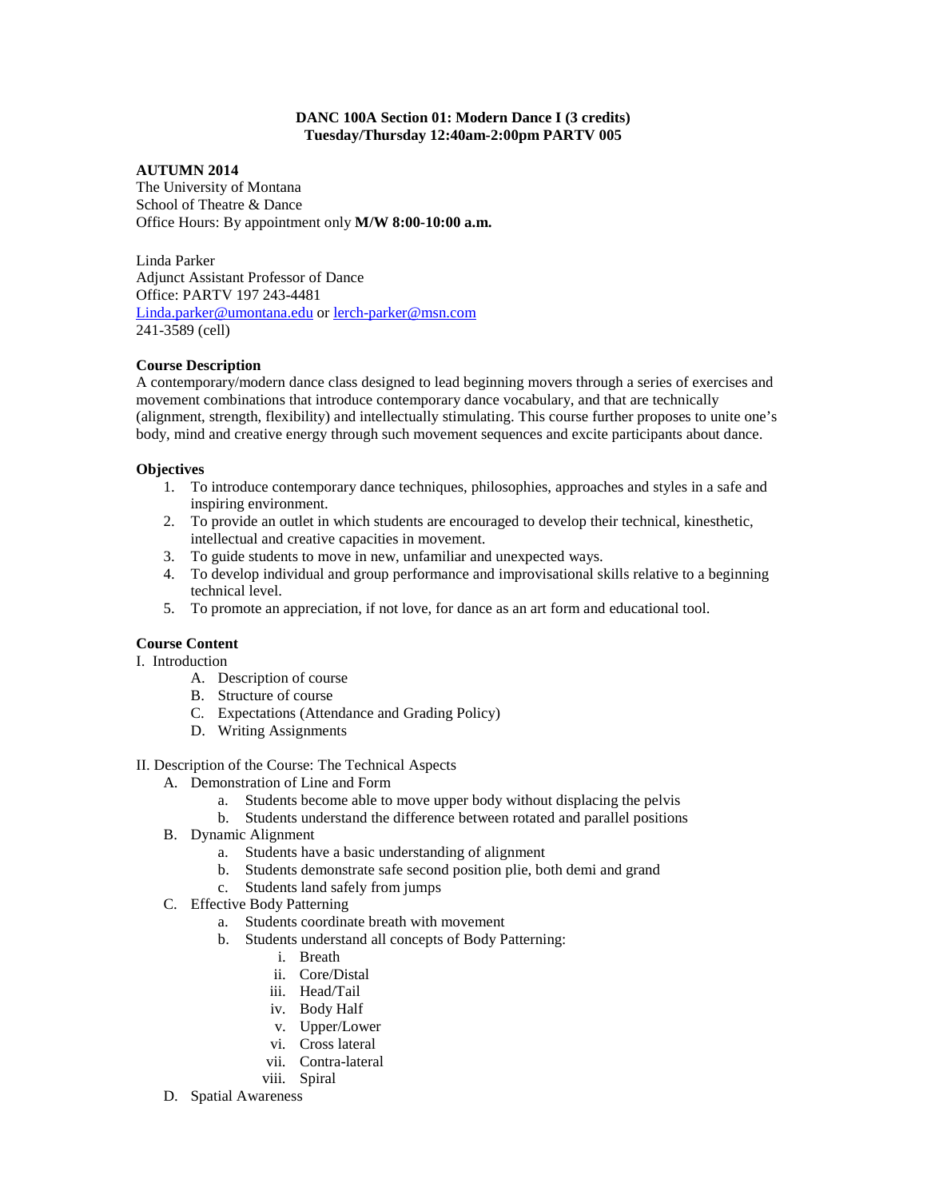**DANC 100A Section 01: Modern Dance I (3 credits)**
**Tuesday/Thursday 12:40am-2:00pm PARTV 005**

**AUTUMN 2014**
The University of Montana
School of Theatre & Dance
Office Hours: By appointment only **M/W 8:00-10:00 a.m.**

Linda Parker
Adjunct Assistant Professor of Dance
Office: PARTV 197 243-4481
Linda.parker@umontana.edu or lerch-parker@msn.com
241-3589 (cell)

**Course Description**

A contemporary/modern dance class designed to lead beginning movers through a series of exercises and movement combinations that introduce contemporary dance vocabulary, and that are technically (alignment, strength, flexibility) and intellectually stimulating. This course further proposes to unite one's body, mind and creative energy through such movement sequences and excite participants about dance.

**Objectives**

1. To introduce contemporary dance techniques, philosophies, approaches and styles in a safe and inspiring environment.
2. To provide an outlet in which students are encouraged to develop their technical, kinesthetic, intellectual and creative capacities in movement.
3. To guide students to move in new, unfamiliar and unexpected ways.
4. To develop individual and group performance and improvisational skills relative to a beginning technical level.
5. To promote an appreciation, if not love, for dance as an art form and educational tool.

**Course Content**

I. Introduction
   - A. Description of course
   - B. Structure of course
   - C. Expectations (Attendance and Grading Policy)
   - D. Writing Assignments

II. Description of the Course: The Technical Aspects
   - A. Demonstration of Line and Form
     - a. Students become able to move upper body without displacing the pelvis
     - b. Students understand the difference between rotated and parallel positions
   - B. Dynamic Alignment
     - a. Students have a basic understanding of alignment
     - b. Students demonstrate safe second position plie, both demi and grand
     - c. Students land safely from jumps
   - C. Effective Body Patterning
     - a. Students coordinate breath with movement
     - b. Students understand all concepts of Body Patterning:
       - i. Breath
       - ii. Core/Distal
       - iii. Head/Tail
       - iv. Body Half
       - v. Upper/Lower
       - vi. Cross lateral
       - vii. Contra-lateral
       - viii. Spiral
   - D. Spatial Awareness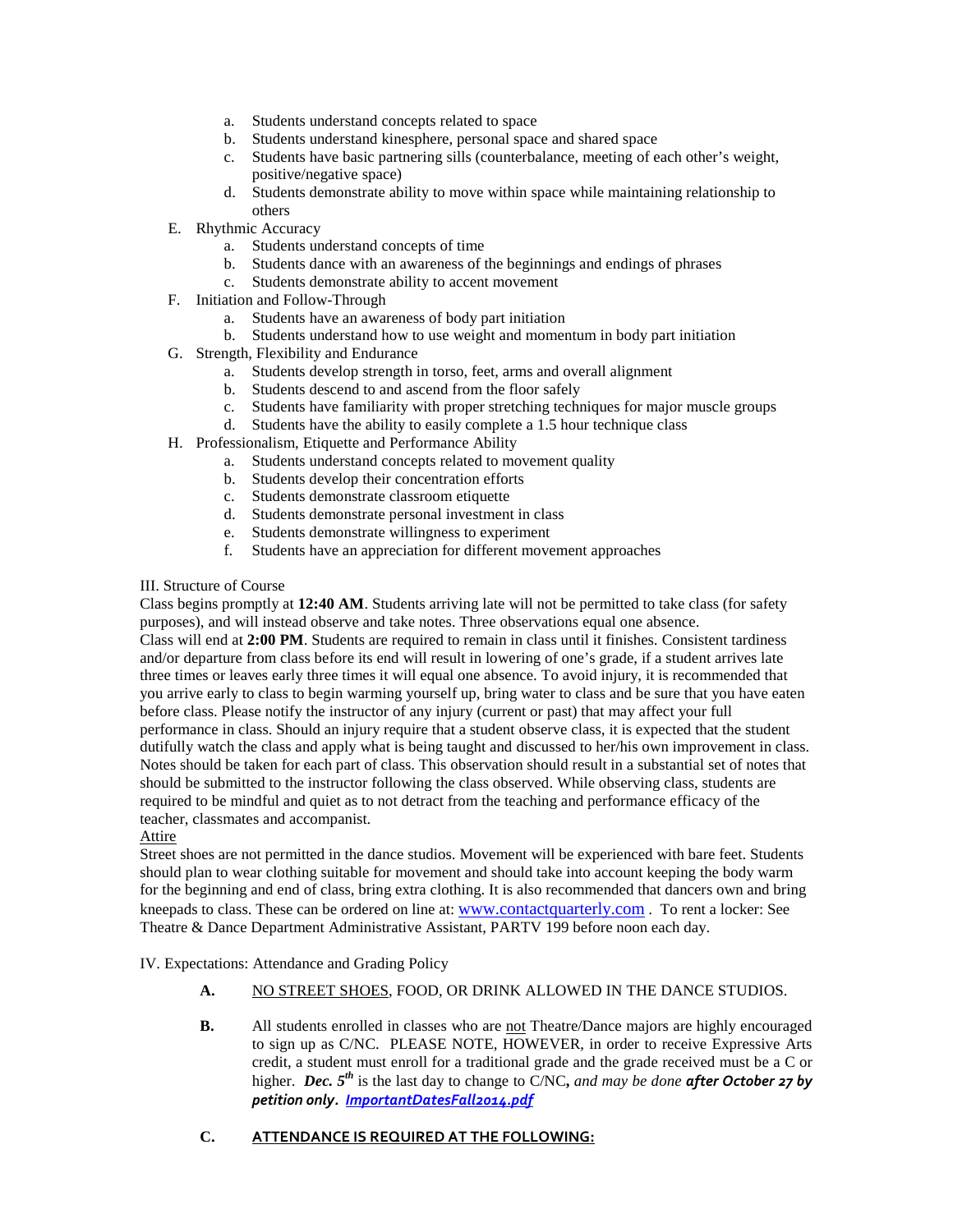a. Students understand concepts related to space
   b. Students understand kinesphere, personal space and shared space
   c. Students have basic partnering sills (counterbalance, meeting of each other's weight, positive/negative space)
   d. Students demonstrate ability to move within space while maintaining relationship to others

E. Rhythmic Accuracy
   a. Students understand concepts of time
   b. Students dance with an awareness of the beginnings and endings of phrases
   c. Students demonstrate ability to accent movement

F. Initiation and Follow-Through
   a. Students have an awareness of body part initiation
   b. Students understand how to use weight and momentum in body part initiation

G. Strength, Flexibility and Endurance
   a. Students develop strength in torso, feet, arms and overall alignment
   b. Students descend to and ascend from the floor safely
   c. Students have familiarity with proper stretching techniques for major muscle groups
   d. Students have the ability to easily complete a 1.5 hour technique class

H. Professionalism, Etiquette and Performance Ability
   a. Students understand concepts related to movement quality
   b. Students develop their concentration efforts
   c. Students demonstrate classroom etiquette
   d. Students demonstrate personal investment in class
   e. Students demonstrate willingness to experiment
   f. Students have an appreciation for different movement approaches

III. Structure of Course

Class begins promptly at **12:40 AM**. Students arriving late will not be permitted to take class (for safety purposes), and will instead observe and take notes. Three observations equal one absence.
Class will end at **2:00 PM**. Students are required to remain in class until it finishes. Consistent tardiness and/or departure from class before its end will result in lowering of one's grade, if a student arrives late three times or leaves early three times it will equal one absence. To avoid injury, it is recommended that you arrive early to class to begin warming yourself up, bring water to class and be sure that you have eaten before class. Please notify the instructor of any injury (current or past) that may affect your full performance in class. Should an injury require that a student observe class, it is expected that the student dutifully watch the class and apply what is being taught and discussed to her/his own improvement in class. Notes should be taken for each part of class. This observation should result in a substantial set of notes that should be submitted to the instructor following the class observed. While observing class, students are required to be mindful and quiet as to not detract from the teaching and performance efficacy of the teacher, classmates and accompanist.

<u>Attire</u>

Street shoes are not permitted in the dance studios. Movement will be experienced with bare feet. Students should plan to wear clothing suitable for movement and should take into account keeping the body warm for the beginning and end of class, bring extra clothing. It is also recommended that dancers own and bring kneepads to class. These can be ordered on line at: www.contactquarterly.com . To rent a locker: See Theatre & Dance Department Administrative Assistant, PARTV 199 before noon each day.

IV. Expectations: Attendance and Grading Policy

**A.** <u>NO STREET SHOES</u>, FOOD, OR DRINK ALLOWED IN THE DANCE STUDIOS.

**B.** All students enrolled in classes who are <u>not</u> Theatre/Dance majors are highly encouraged to sign up as C/NC. PLEASE NOTE, HOWEVER, in order to receive Expressive Arts credit, a student must enroll for a traditional grade and the grade received must be a C or higher. ***Dec. 5th*** is the last day to change to C/NC***,*** *and may be done* ***after October 27 by petition only***. ***ImportantDatesFall2014.pdf***

**C.** **<u>ATTENDANCE IS REQUIRED AT THE FOLLOWING:</u>**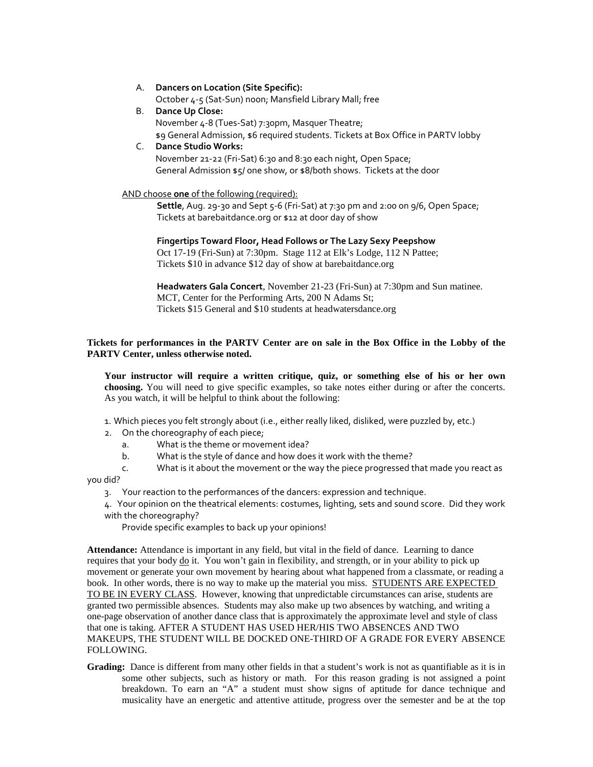A. **Dancers on Location (Site Specific):**
   October 4-5 (Sat-Sun) noon; Mansfield Library Mall; free
B. **Dance Up Close:**
   November 4-8 (Tues-Sat) 7:30pm, Masquer Theatre;
   $9 General Admission, $6 required students. Tickets at Box Office in PARTV lobby
C. **Dance Studio Works:**
   November 21-22 (Fri-Sat) 6:30 and 8:30 each night, Open Space;
   General Admission $5/ one show, or $8/both shows. Tickets at the door

AND choose **one** of the following (required):

**Settle**, Aug. 29-30 and Sept 5-6 (Fri-Sat) at 7:30 pm and 2:00 on 9/6, Open Space;
Tickets at barebaitdance.org or $12 at door day of show

**Fingertips Toward Floor, Head Follows or The Lazy Sexy Peepshow**
Oct 17-19 (Fri-Sun) at 7:30pm. Stage 112 at Elk's Lodge, 112 N Pattee;
Tickets $10 in advance $12 day of show at barebaitdance.org

**Headwaters Gala Concert**, November 21-23 (Fri-Sun) at 7:30pm and Sun matinee.
MCT, Center for the Performing Arts, 200 N Adams St;
Tickets $15 General and $10 students at headwatersdance.org

**Tickets for performances in the PARTV Center are on sale in the Box Office in the Lobby of the PARTV Center, unless otherwise noted.**

**Your instructor will require a written critique, quiz, or something else of his or her own choosing.** You will need to give specific examples, so take notes either during or after the concerts. As you watch, it will be helpful to think about the following:

1. Which pieces you felt strongly about (i.e., either really liked, disliked, were puzzled by, etc.)
2. On the choreography of each piece;
   a. What is the theme or movement idea?
   b. What is the style of dance and how does it work with the theme?
   c. What is it about the movement or the way the piece progressed that made you react as you did?
3. Your reaction to the performances of the dancers: expression and technique.
4. Your opinion on the theatrical elements: costumes, lighting, sets and sound score. Did they work with the choreography?

Provide specific examples to back up your opinions!

**Attendance:** Attendance is important in any field, but vital in the field of dance. Learning to dance requires that your body do it. You won't gain in flexibility, and strength, or in your ability to pick up movement or generate your own movement by hearing about what happened from a classmate, or reading a book. In other words, there is no way to make up the material you miss. STUDENTS ARE EXPECTED TO BE IN EVERY CLASS. However, knowing that unpredictable circumstances can arise, students are granted two permissible absences. Students may also make up two absences by watching, and writing a one-page observation of another dance class that is approximately the approximate level and style of class that one is taking. AFTER A STUDENT HAS USED HER/HIS TWO ABSENCES AND TWO MAKEUPS, THE STUDENT WILL BE DOCKED ONE-THIRD OF A GRADE FOR EVERY ABSENCE FOLLOWING.

**Grading:** Dance is different from many other fields in that a student's work is not as quantifiable as it is in some other subjects, such as history or math. For this reason grading is not assigned a point breakdown. To earn an "A" a student must show signs of aptitude for dance technique and musicality have an energetic and attentive attitude, progress over the semester and be at the top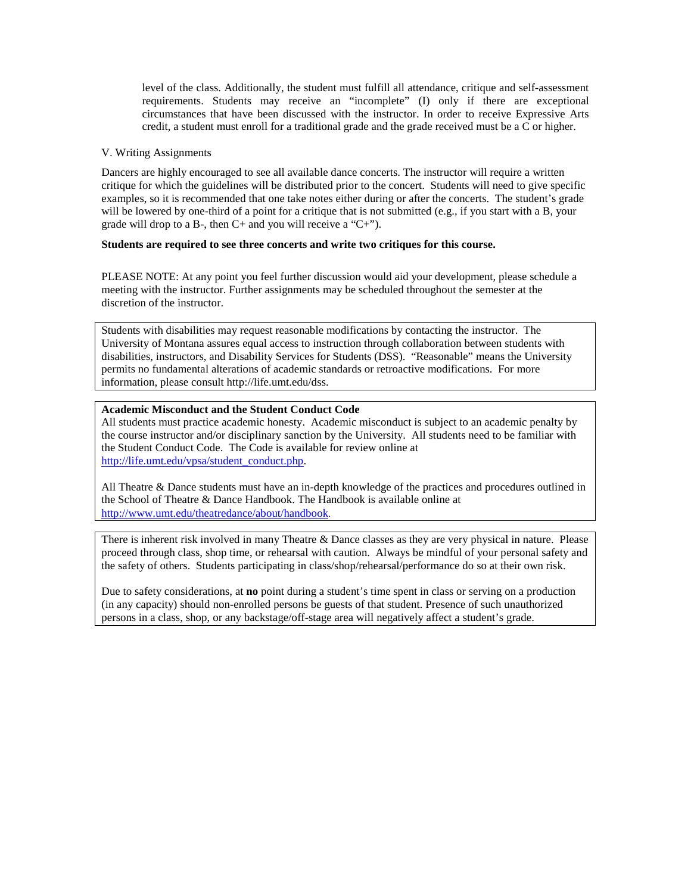level of the class. Additionally, the student must fulfill all attendance, critique and self-assessment requirements. Students may receive an "incomplete" (I) only if there are exceptional circumstances that have been discussed with the instructor. In order to receive Expressive Arts credit, a student must enroll for a traditional grade and the grade received must be a C or higher.

V. Writing Assignments

Dancers are highly encouraged to see all available dance concerts. The instructor will require a written critique for which the guidelines will be distributed prior to the concert. Students will need to give specific examples, so it is recommended that one take notes either during or after the concerts. The student's grade will be lowered by one-third of a point for a critique that is not submitted (e.g., if you start with a B, your grade will drop to a B-, then C+ and you will receive a "C+").

**Students are required to see three concerts and write two critiques for this course.**

PLEASE NOTE: At any point you feel further discussion would aid your development, please schedule a meeting with the instructor. Further assignments may be scheduled throughout the semester at the discretion of the instructor.

Students with disabilities may request reasonable modifications by contacting the instructor. The University of Montana assures equal access to instruction through collaboration between students with disabilities, instructors, and Disability Services for Students (DSS). "Reasonable" means the University permits no fundamental alterations of academic standards or retroactive modifications. For more information, please consult http://life.umt.edu/dss.

**Academic Misconduct and the Student Conduct Code**

All students must practice academic honesty. Academic misconduct is subject to an academic penalty by the course instructor and/or disciplinary sanction by the University. All students need to be familiar with the Student Conduct Code. The Code is available for review online at http://life.umt.edu/vpsa/student_conduct.php.

All Theatre & Dance students must have an in-depth knowledge of the practices and procedures outlined in the School of Theatre & Dance Handbook. The Handbook is available online at http://www.umt.edu/theatredance/about/handbook.

There is inherent risk involved in many Theatre & Dance classes as they are very physical in nature. Please proceed through class, shop time, or rehearsal with caution. Always be mindful of your personal safety and the safety of others. Students participating in class/shop/rehearsal/performance do so at their own risk.

Due to safety considerations, at **no** point during a student's time spent in class or serving on a production (in any capacity) should non-enrolled persons be guests of that student. Presence of such unauthorized persons in a class, shop, or any backstage/off-stage area will negatively affect a student's grade.